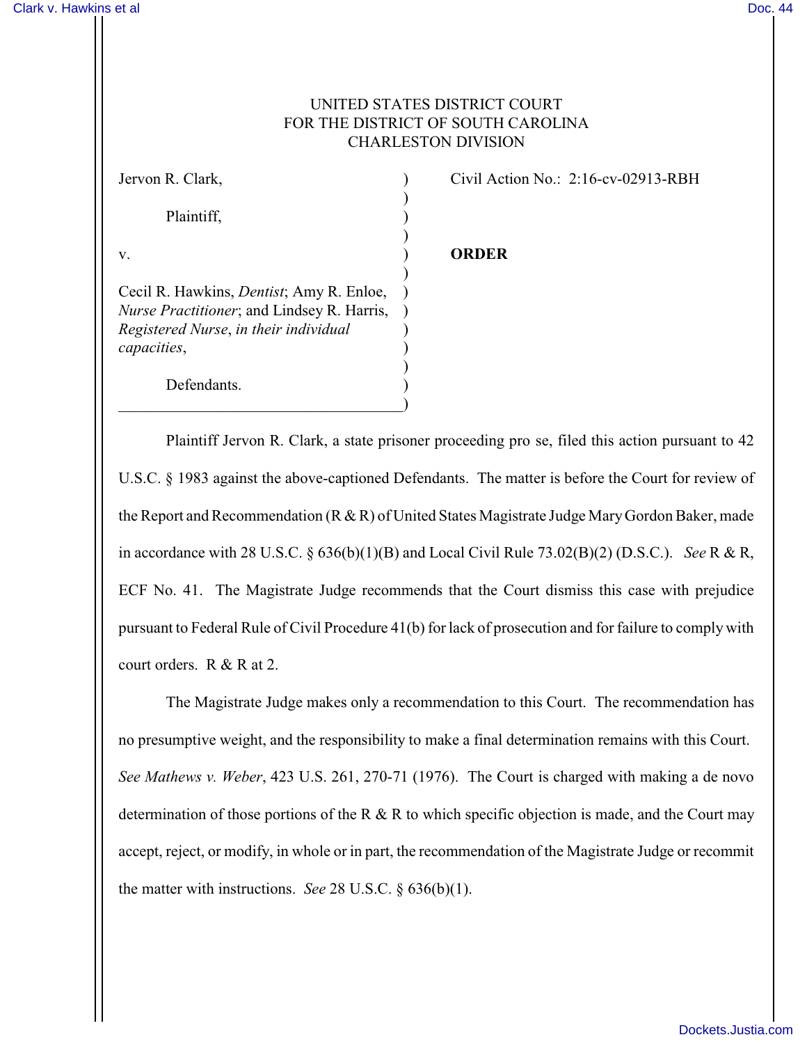UNITED STATES DISTRICT COURT
FOR THE DISTRICT OF SOUTH CAROLINA
CHARLESTON DIVISION

| | |
|---|---|
| Jervon R. Clark,<br><br>Plaintiff,<br><br>v.<br><br>Cecil R. Hawkins, *Dentist*; Amy R. Enloe, *Nurse Practitioner*; and Lindsey R. Harris, *Registered Nurse*, *in their individual capacities*,<br><br>Defendants. | Civil Action No.: 2:16-cv-02913-RBH<br><br>**ORDER** |

Plaintiff Jervon R. Clark, a state prisoner proceeding pro se, filed this action pursuant to 42 U.S.C. § 1983 against the above-captioned Defendants. The matter is before the Court for review of the Report and Recommendation (R & R) of United States Magistrate Judge Mary Gordon Baker, made in accordance with 28 U.S.C. § 636(b)(1)(B) and Local Civil Rule 73.02(B)(2) (D.S.C.). *See* R & R, ECF No. 41. The Magistrate Judge recommends that the Court dismiss this case with prejudice pursuant to Federal Rule of Civil Procedure 41(b) for lack of prosecution and for failure to comply with court orders. R & R at 2.

The Magistrate Judge makes only a recommendation to this Court. The recommendation has no presumptive weight, and the responsibility to make a final determination remains with this Court. *See Mathews v. Weber*, 423 U.S. 261, 270-71 (1976). The Court is charged with making a de novo determination of those portions of the R & R to which specific objection is made, and the Court may accept, reject, or modify, in whole or in part, the recommendation of the Magistrate Judge or recommit the matter with instructions. *See* 28 U.S.C. § 636(b)(1).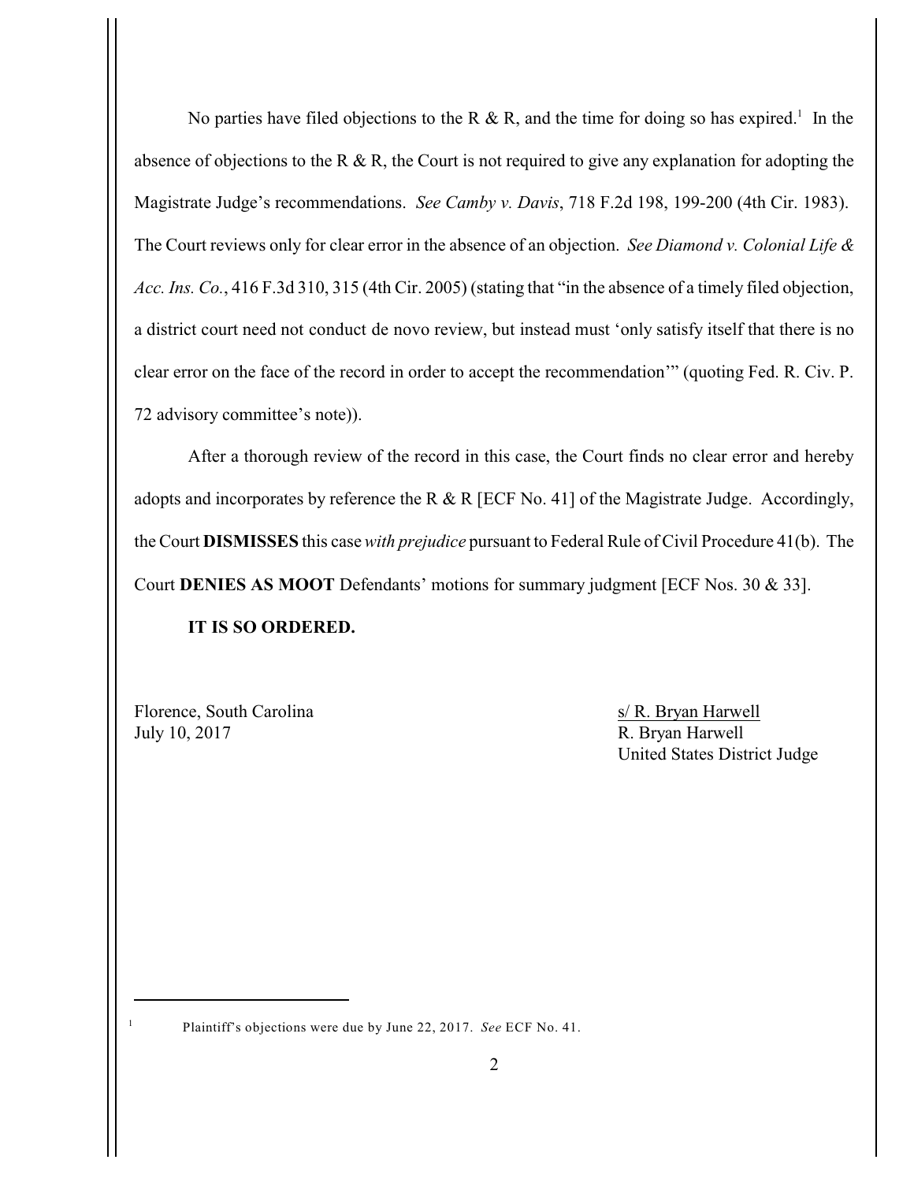No parties have filed objections to the R & R, and the time for doing so has expired.[1] In the absence of objections to the R & R, the Court is not required to give any explanation for adopting the Magistrate Judge's recommendations. *See Camby v. Davis*, 718 F.2d 198, 199-200 (4th Cir. 1983). The Court reviews only for clear error in the absence of an objection. *See Diamond v. Colonial Life & Acc. Ins. Co.*, 416 F.3d 310, 315 (4th Cir. 2005) (stating that "in the absence of a timely filed objection, a district court need not conduct de novo review, but instead must 'only satisfy itself that there is no clear error on the face of the record in order to accept the recommendation'" (quoting Fed. R. Civ. P. 72 advisory committee's note)).

After a thorough review of the record in this case, the Court finds no clear error and hereby adopts and incorporates by reference the R & R [ECF No. 41] of the Magistrate Judge. Accordingly, the Court **DISMISSES** this case *with prejudice* pursuant to Federal Rule of Civil Procedure 41(b). The Court **DENIES AS MOOT** Defendants' motions for summary judgment [ECF Nos. 30 & 33].

**IT IS SO ORDERED.**

Florence, South Carolina
July 10, 2017

s/ R. Bryan Harwell
R. Bryan Harwell
United States District Judge

[1] Plaintiff's objections were due by June 22, 2017. *See* ECF No. 41.